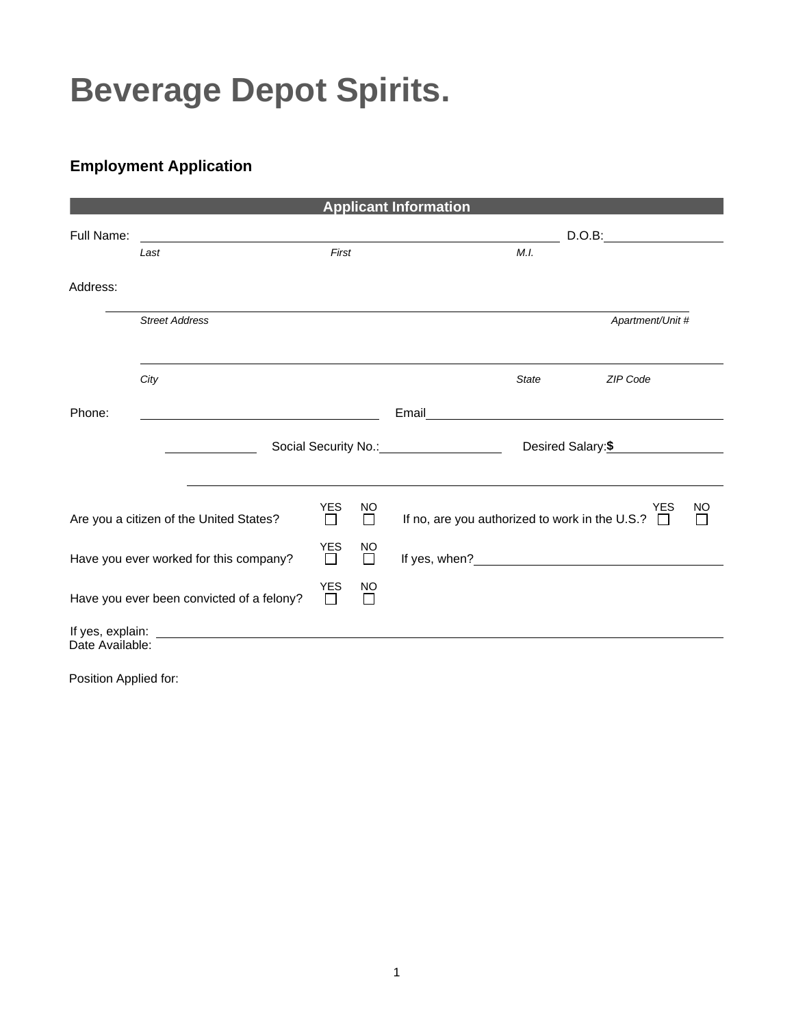# Beverage Depot Spirits.

## Employment Application

### Applicant Information

Full Name: ______________________________________________ D.O.B: ______________

*Last* *First* *M.I.*

Address:

_______________________________________________________________________

*Street Address* *Apartment/Unit #*

_______________________________________________________________________

*City* *State* *ZIP Code*

Phone: ______________________ Email ______________________________

__________ Social Security No.: ______________ Desired Salary: $ ______________

_______________________________________________________________________

| | YES | NO | | YES | NO |
|---|---|---|---|---|---|
| Are you a citizen of the United States? | ☐ | ☐ | If no, are you authorized to work in the U.S.? | ☐ | ☐ |
| Have you ever worked for this company? | ☐ | ☐ | If yes, when? ______________________ | | |
| Have you ever been convicted of a felony? | ☐ | ☐ | | | |

If yes, explain: _______________________________________________________________

Date Available:

Position Applied for: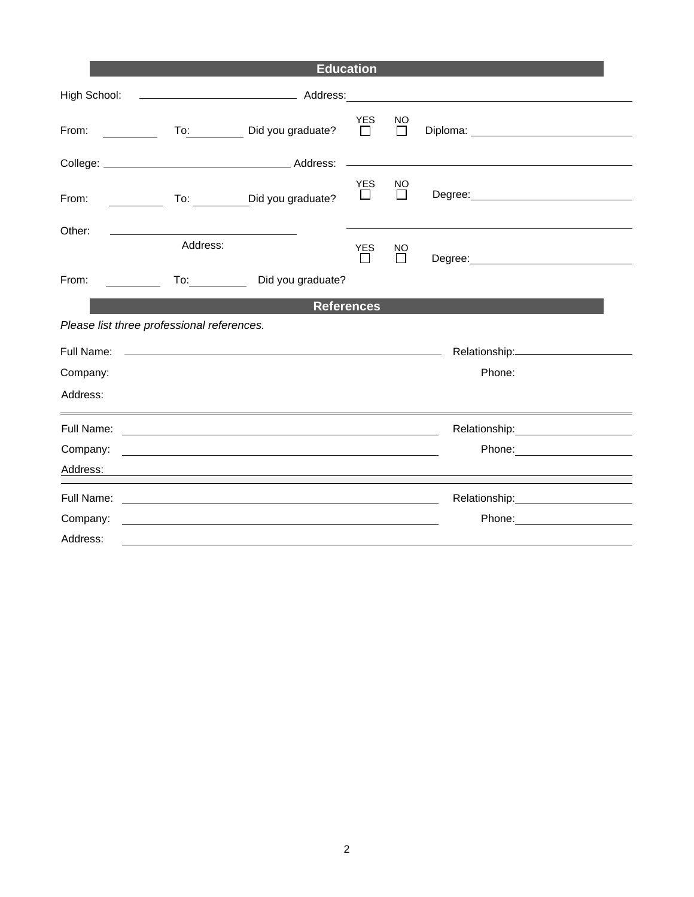## Education

High School: ______________________ Address: ______________________

From: __________ To: __________ Did you graduate? YES ☐ NO ☐ Diploma: ______________________

College: ______________________ Address: ______________________

From: __________ To: __________ Did you graduate? YES ☐ NO ☐ Degree: ______________________

Other: ______________________ Address: ______________________

YES ☐ NO ☐ Degree: ______________________

From: __________ To: __________ Did you graduate?

## References

*Please list three professional references.*

Full Name: ______________________ Relationship: ______________________

Company: Phone:

Address:

---

Full Name: ______________________ Relationship: ______________________

Company: ______________________ Phone: ______________________

Address: ______________________

---

Full Name: ______________________ Relationship: ______________________

Company: ______________________ Phone: ______________________

Address: ______________________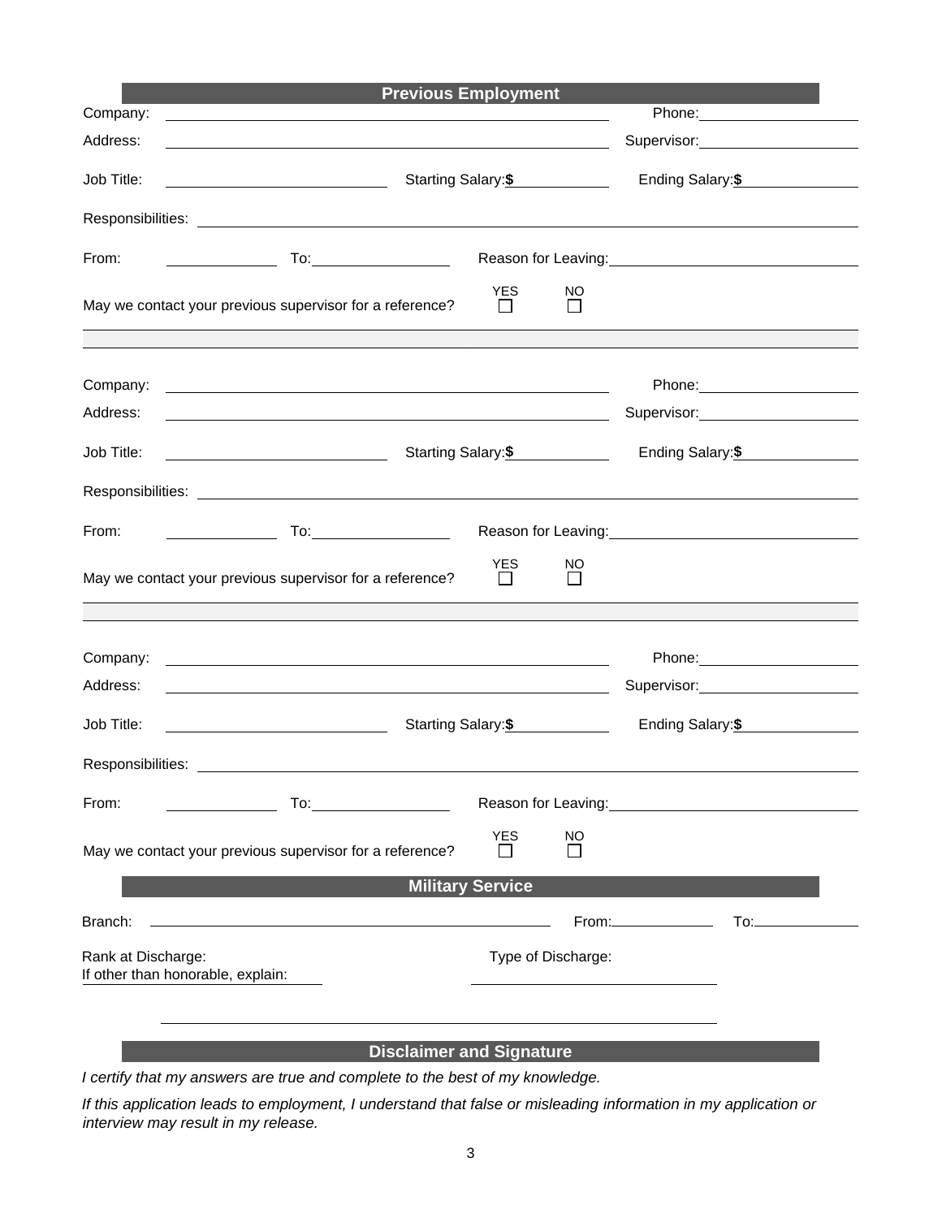## Previous Employment

Company: ____________________ Phone: ____________________

Address: ____________________ Supervisor: ____________________

Job Title: ____________________ Starting Salary: $ ____________ Ending Salary: $ ____________

Responsibilities: ____________________

From: ____________ To: ____________ Reason for Leaving: ____________________

May we contact your previous supervisor for a reference? YES ☐ NO ☐

---

Company: ____________________ Phone: ____________________

Address: ____________________ Supervisor: ____________________

Job Title: ____________________ Starting Salary: $ ____________ Ending Salary: $ ____________

Responsibilities: ____________________

From: ____________ To: ____________ Reason for Leaving: ____________________

May we contact your previous supervisor for a reference? YES ☐ NO ☐

---

Company: ____________________ Phone: ____________________

Address: ____________________ Supervisor: ____________________

Job Title: ____________________ Starting Salary: $ ____________ Ending Salary: $ ____________

Responsibilities: ____________________

From: ____________ To: ____________ Reason for Leaving: ____________________

May we contact your previous supervisor for a reference? YES ☐ NO ☐

## Military Service

Branch: ____________________ From: ____________ To: ____________

Rank at Discharge: ____________ Type of Discharge: ____________

If other than honorable, explain: ____________________

____________________

## Disclaimer and Signature

*I certify that my answers are true and complete to the best of my knowledge.*

*If this application leads to employment, I understand that false or misleading information in my application or interview may result in my release.*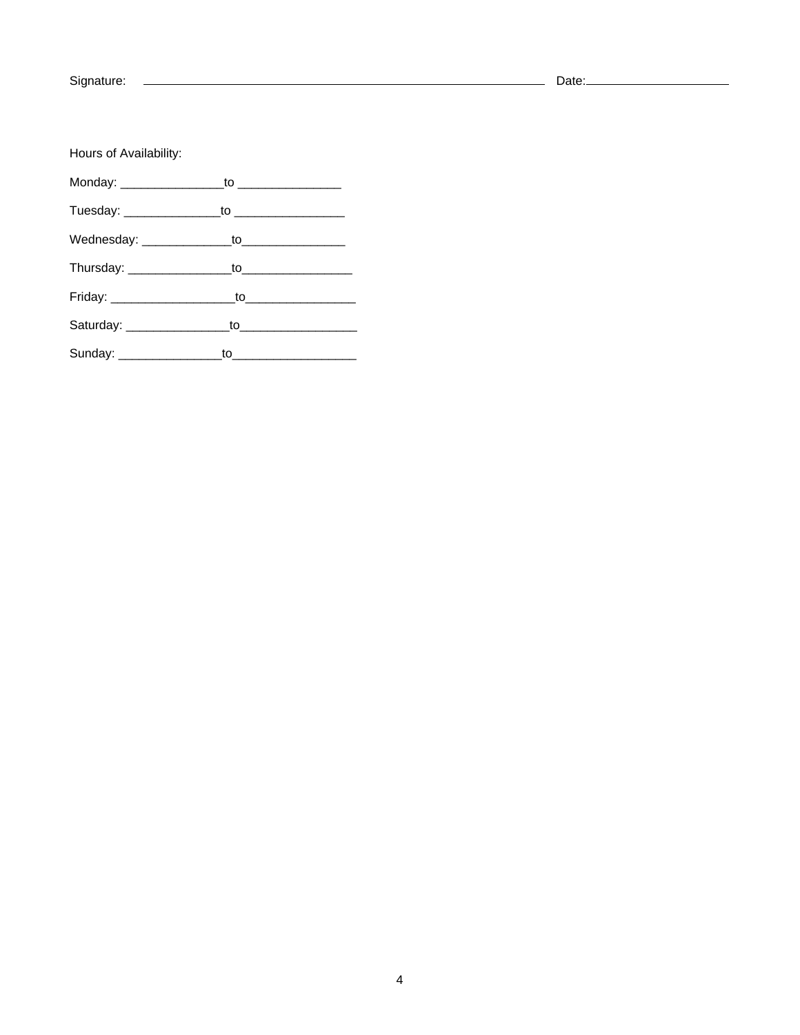Signature: ______________________________________________________ Date:____________________

Hours of Availability:

Monday: _______________to _______________

Tuesday: ______________to ________________

Wednesday: _____________to_______________

Thursday: _______________to________________

Friday: __________________to________________

Saturday: _______________to_________________

Sunday: _______________to__________________